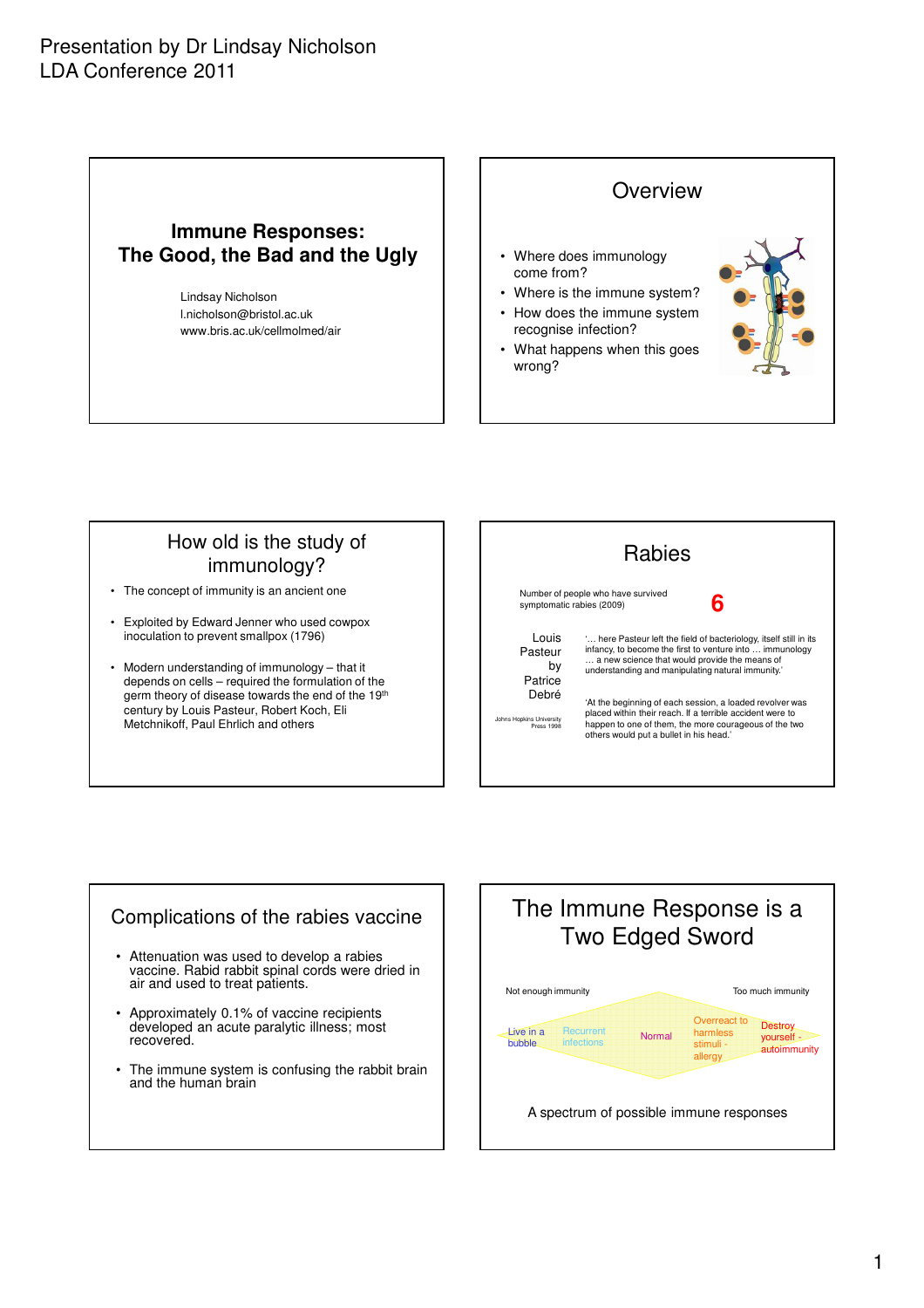Presentation by Dr Lindsay Nicholson
LDA Conference 2011

## Immune Responses: The Good, the Bad and the Ugly

Lindsay Nicholson
l.nicholson@bristol.ac.uk
www.bris.ac.uk/cellmolmed/air

## Overview

- Where does immunology come from?
- Where is the immune system?
- How does the immune system recognise infection?
- What happens when this goes wrong?

## How old is the study of immunology?

- The concept of immunity is an ancient one
- Exploited by Edward Jenner who used cowpox inoculation to prevent smallpox (1796)
- Modern understanding of immunology – that it depends on cells – required the formulation of the germ theory of disease towards the end of the 19th century by Louis Pasteur, Robert Koch, Eli Metchnikoff, Paul Ehrlich and others

## Rabies

Number of people who have survived symptomatic rabies (2009) **6**

Louis Pasteur by Patrice Debré

Johns Hopkins University Press 1998

'… here Pasteur left the field of bacteriology, itself still in its infancy, to become the first to venture into … immunology … a new science that would provide the means of understanding and manipulating natural immunity.'

'At the beginning of each session, a loaded revolver was placed within their reach. If a terrible accident were to happen to one of them, the more courageous of the two others would put a bullet in his head.'

## Complications of the rabies vaccine

- Attenuation was used to develop a rabies vaccine. Rabid rabbit spinal cords were dried in air and used to treat patients.
- Approximately 0.1% of vaccine recipients developed an acute paralytic illness; most recovered.
- The immune system is confusing the rabbit brain and the human brain

## The Immune Response is a Two Edged Sword

Not enough immunity — Too much immunity

Live in a bubble — Recurrent infections — Normal — Overreact to harmless stimuli - allergy — Destroy yourself - autoimmunity

A spectrum of possible immune responses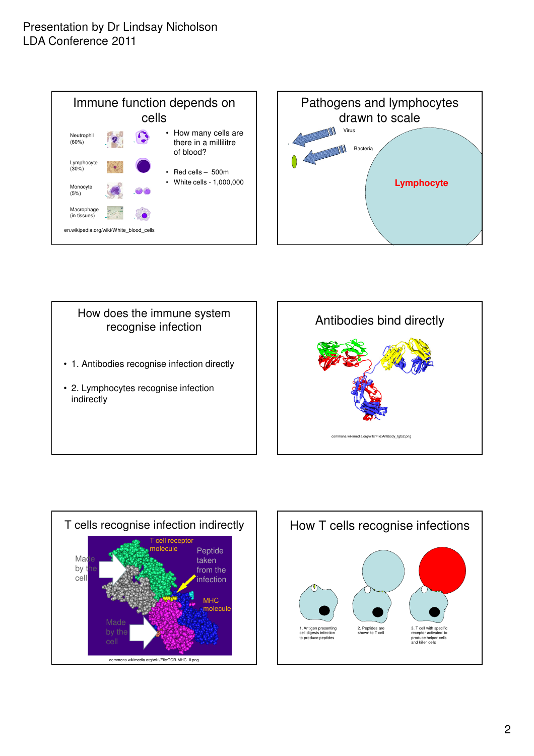Presentation by Dr Lindsay Nicholson
LDA Conference 2011

## Immune function depends on cells

- Neutrophil (60%)
- Lymphocyte (30%)
- Monocyte (5%)
- Macrophage (in tissues)

- How many cells are there in a millilitre of blood?
- Red cells – 500m
- White cells - 1,000,000

en.wikipedia.org/wiki/White_blood_cells

## Pathogens and lymphocytes drawn to scale

Virus

Bacteria

Lymphocyte

## How does the immune system recognise infection

- 1. Antibodies recognise infection directly
- 2. Lymphocytes recognise infection indirectly

## Antibodies bind directly

commons.wikimedia.org/wiki/File:Antibody_IgG2.png

## T cells recognise infection indirectly

T cell receptor molecule

Made by the cell

Peptide taken from the infection

MHC molecule

Made by the cell

commons.wikimedia.org/wiki/File:TCR-MHC_II.png

## How T cells recognise infections

1. Antigen presenting cell digests infection to produce peptides

2. Peptides are shown to T cell

3. T cell with specific receptor activated to produce helper cells and killer cells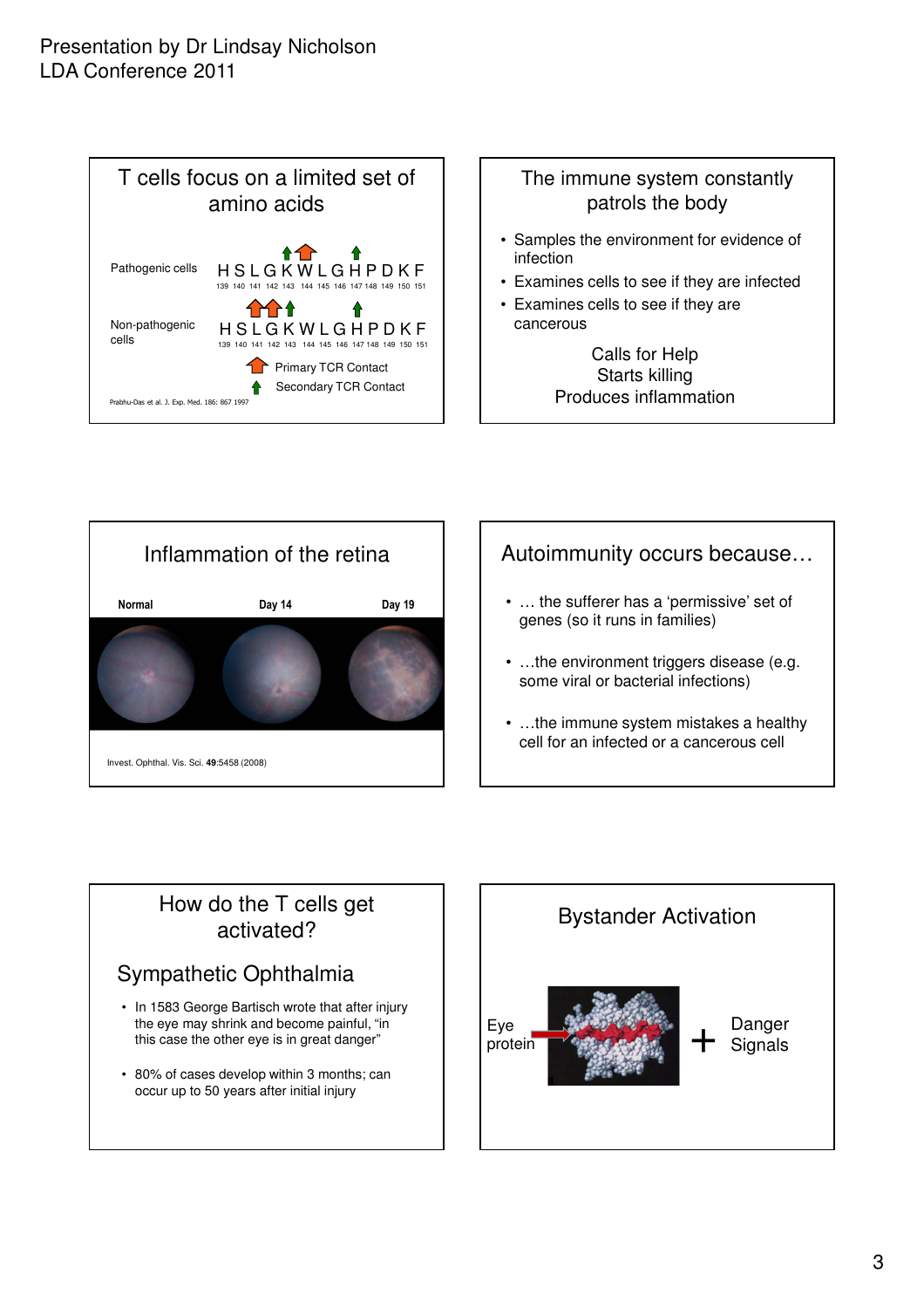Presentation by Dr Lindsay Nicholson
LDA Conference 2011

## T cells focus on a limited set of amino acids

Pathogenic cells

H S L G K W L G H P D K F
139 140 141 142 143 144 145 146 147 148 149 150 151

Non-pathogenic cells

H S L G K W L G H P D K F
139 140 141 142 143 144 145 146 147 148 149 150 151

Primary TCR Contact

Secondary TCR Contact

Prabhu-Das et al. J. Exp. Med. 186: 867 1997

## The immune system constantly patrols the body

- Samples the environment for evidence of infection
- Examines cells to see if they are infected
- Examines cells to see if they are cancerous

Calls for Help
Starts killing
Produces inflammation

## Inflammation of the retina

Normal | Day 14 | Day 19

Invest. Ophthal. Vis. Sci. **49**:5458 (2008)

## Autoimmunity occurs because…

- … the sufferer has a 'permissive' set of genes (so it runs in families)
- …the environment triggers disease (e.g. some viral or bacterial infections)
- …the immune system mistakes a healthy cell for an infected or a cancerous cell

## How do the T cells get activated?

### Sympathetic Ophthalmia

- In 1583 George Bartisch wrote that after injury the eye may shrink and become painful, "in this case the other eye is in great danger"
- 80% of cases develop within 3 months; can occur up to 50 years after initial injury

## Bystander Activation

Eye protein + Danger Signals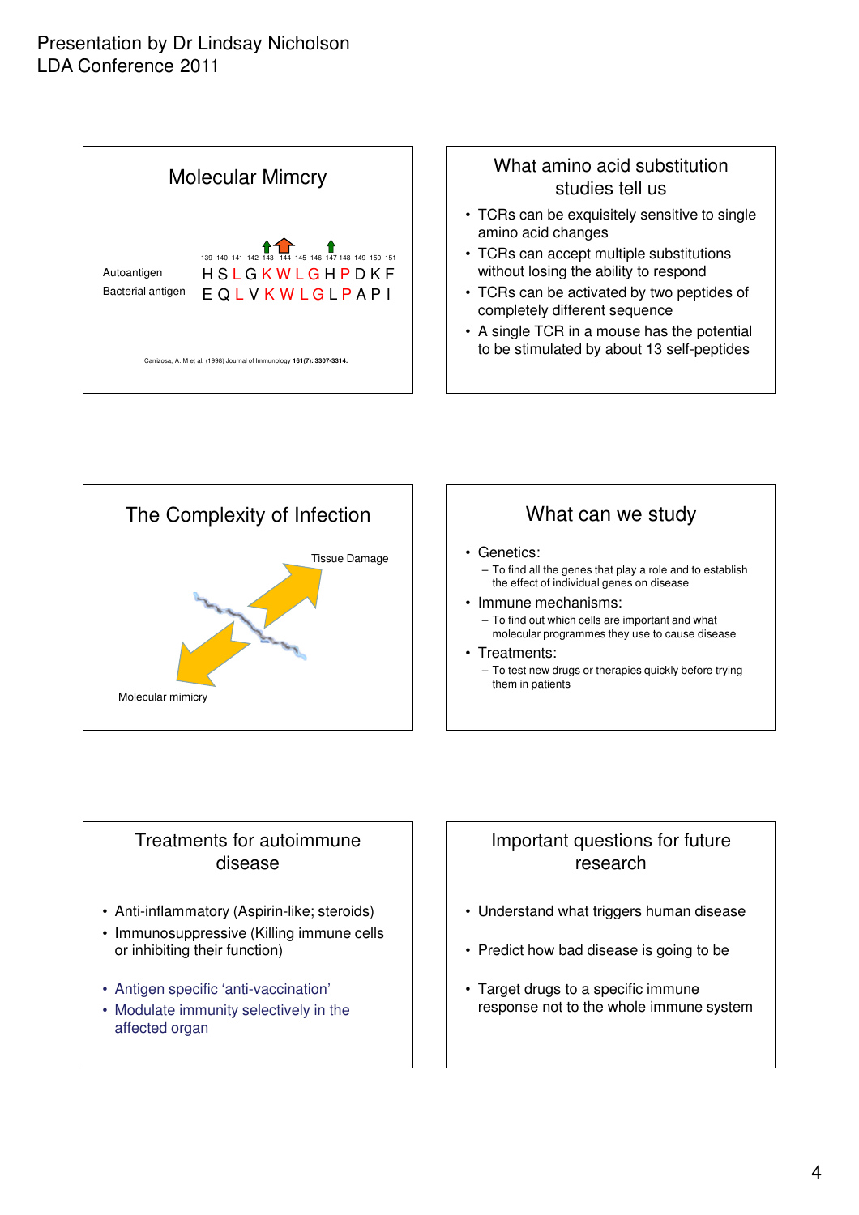Presentation by Dr Lindsay Nicholson
LDA Conference 2011

## Molecular Mimcry

| | 139 | 140 | 141 | 142 | 143 | 144 | 145 | 146 | 147 | 148 | 149 | 150 | 151 |
|---|---|---|---|---|---|---|---|---|---|---|---|---|---|
| Autoantigen | H | S | L | G | K | W | L | G | H | P | D | K | F |
| Bacterial antigen | E | Q | L | V | K | W | L | G | L | P | A | P | I |

Carrizosa, A. M et al. (1998) Journal of Immunology **161(7): 3307-3314.**

## What amino acid substitution studies tell us

- TCRs can be exquisitely sensitive to single amino acid changes
- TCRs can accept multiple substitutions without losing the ability to respond
- TCRs can be activated by two peptides of completely different sequence
- A single TCR in a mouse has the potential to be stimulated by about 13 self-peptides

## The Complexity of Infection

Tissue Damage

Molecular mimicry

## What can we study

- Genetics:
  - To find all the genes that play a role and to establish the effect of individual genes on disease
- Immune mechanisms:
  - To find out which cells are important and what molecular programmes they use to cause disease
- Treatments:
  - To test new drugs or therapies quickly before trying them in patients

## Treatments for autoimmune disease

- Anti-inflammatory (Aspirin-like; steroids)
- Immunosuppressive (Killing immune cells or inhibiting their function)
- Antigen specific 'anti-vaccination'
- Modulate immunity selectively in the affected organ

## Important questions for future research

- Understand what triggers human disease
- Predict how bad disease is going to be
- Target drugs to a specific immune response not to the whole immune system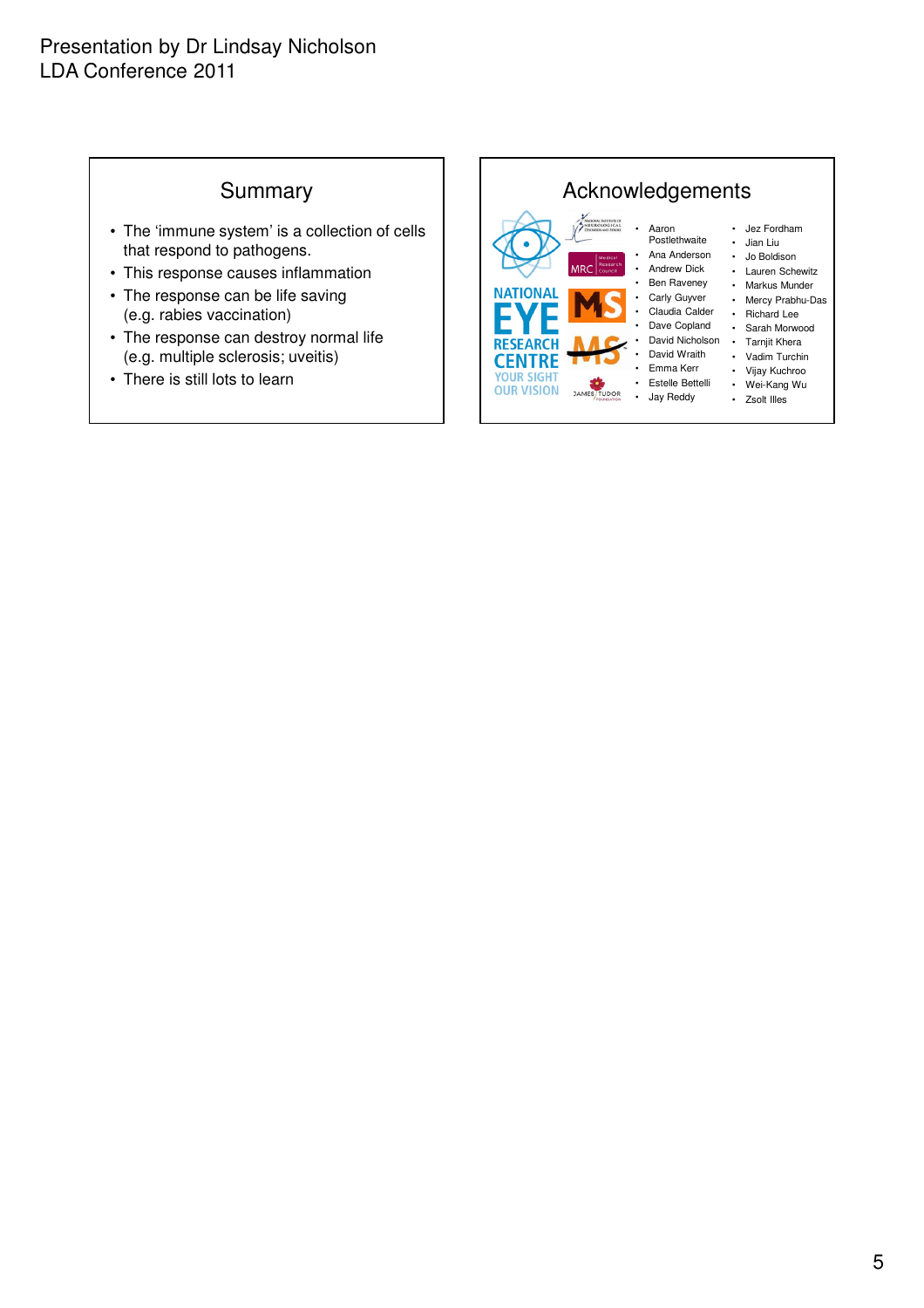Presentation by Dr Lindsay Nicholson
LDA Conference 2011

## Summary

- The 'immune system' is a collection of cells that respond to pathogens.
- This response causes inflammation
- The response can be life saving (e.g. rabies vaccination)
- The response can destroy normal life (e.g. multiple sclerosis; uveitis)
- There is still lots to learn

## Acknowledgements

NATIONAL EYE RESEARCH CENTRE
YOUR SIGHT OUR VISION

MRC Medical Research Council

MS

JAMES TUDOR FOUNDATION

- Aaron Postlethwaite
- Ana Anderson
- Andrew Dick
- Ben Raveney
- Carly Guyver
- Claudia Calder
- Dave Copland
- David Nicholson
- David Wraith
- Emma Kerr
- Estelle Bettelli
- Jay Reddy
- Jez Fordham
- Jian Liu
- Jo Boldison
- Lauren Schewitz
- Markus Munder
- Mercy Prabhu-Das
- Richard Lee
- Sarah Morwood
- Tarnjit Khera
- Vadim Turchin
- Vijay Kuchroo
- Wei-Kang Wu
- Zsolt Illes